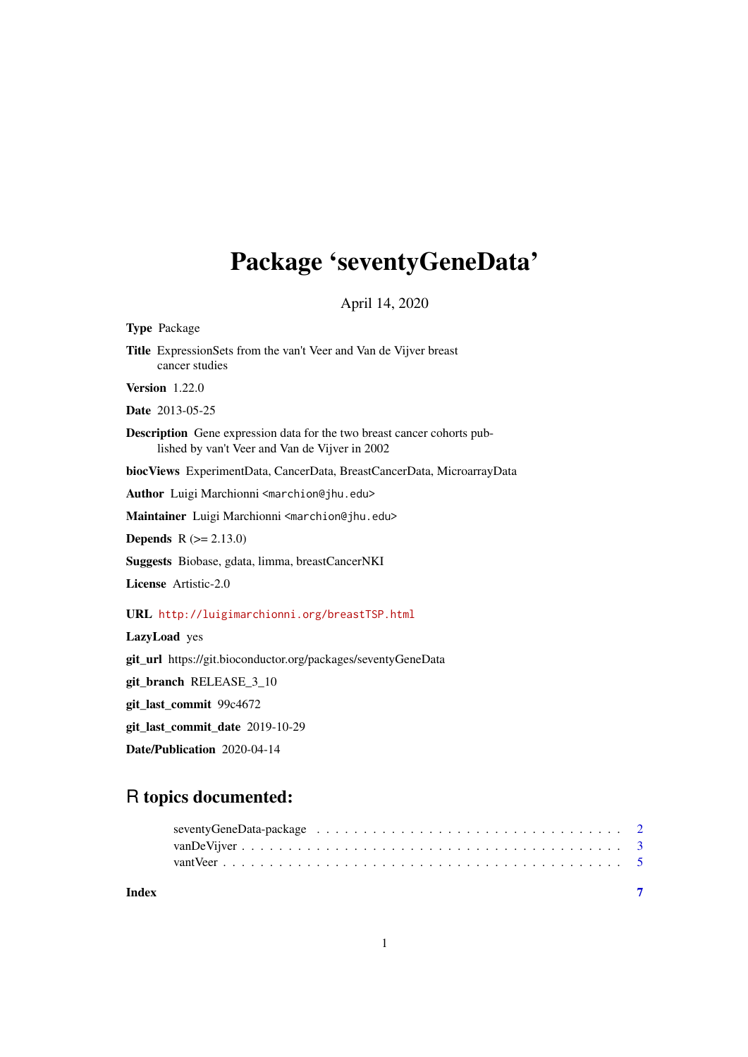# Package 'seventyGeneData'

April 14, 2020

**Type** Package

**Title** ExpressionSets from the van't Veer and Van de Vijver breast cancer studies

**Version** 1.22.0

**Date** 2013-05-25

**Description** Gene expression data for the two breast cancer cohorts published by van't Veer and Van de Vijver in 2002

**biocViews** ExperimentData, CancerData, BreastCancerData, MicroarrayData

**Author** Luigi Marchionni <marchion@jhu.edu>

**Maintainer** Luigi Marchionni <marchion@jhu.edu>

**Depends** R (>= 2.13.0)

**Suggests** Biobase, gdata, limma, breastCancerNKI

**License** Artistic-2.0

**URL** http://luigimarchionni.org/breastTSP.html

**LazyLoad** yes

**git_url** https://git.bioconductor.org/packages/seventyGeneData

**git_branch** RELEASE_3_10

**git_last_commit** 99c4672

**git_last_commit_date** 2019-10-29

**Date/Publication** 2020-04-14

## R topics documented:

- seventyGeneData-package . . . . . . . . . . . . . . . . . . . . . . . . . . . . . . . . 2
- vanDeVijver . . . . . . . . . . . . . . . . . . . . . . . . . . . . . . . . . . . . . . . 3
- vantVeer . . . . . . . . . . . . . . . . . . . . . . . . . . . . . . . . . . . . . . . . 5

**Index** 7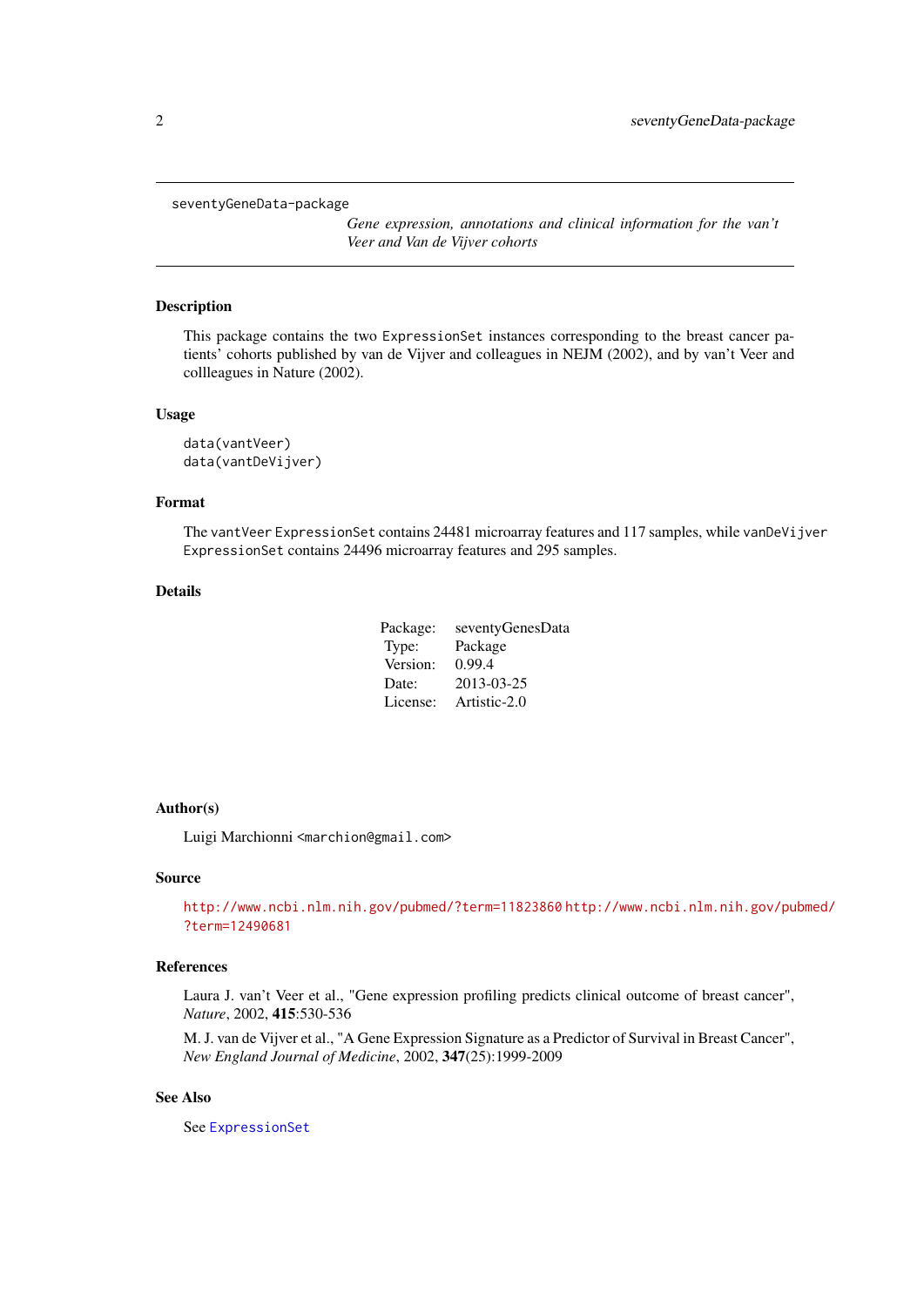seventyGeneData-package

*Gene expression, annotations and clinical information for the van't Veer and Van de Vijver cohorts*

## Description

This package contains the two `ExpressionSet` instances corresponding to the breast cancer patients' cohorts published by van de Vijver and colleagues in NEJM (2002), and by van't Veer and collleagues in Nature (2002).

## Usage

```
data(vantVeer)
data(vantDeVijver)
```

## Format

The `vantVeer` `ExpressionSet` contains 24481 microarray features and 117 samples, while `vanDeVijver` `ExpressionSet` contains 24496 microarray features and 295 samples.

## Details

| | |
|---|---|
| Package: | seventyGenesData |
| Type: | Package |
| Version: | 0.99.4 |
| Date: | 2013-03-25 |
| License: | Artistic-2.0 |

## Author(s)

Luigi Marchionni <`marchion@gmail.com`>

## Source

http://www.ncbi.nlm.nih.gov/pubmed/?term=11823860 http://www.ncbi.nlm.nih.gov/pubmed/?term=12490681

## References

Laura J. van't Veer et al., "Gene expression profiling predicts clinical outcome of breast cancer", *Nature*, 2002, **415**:530-536

M. J. van de Vijver et al., "A Gene Expression Signature as a Predictor of Survival in Breast Cancer", *New England Journal of Medicine*, 2002, **347**(25):1999-2009

## See Also

See `ExpressionSet`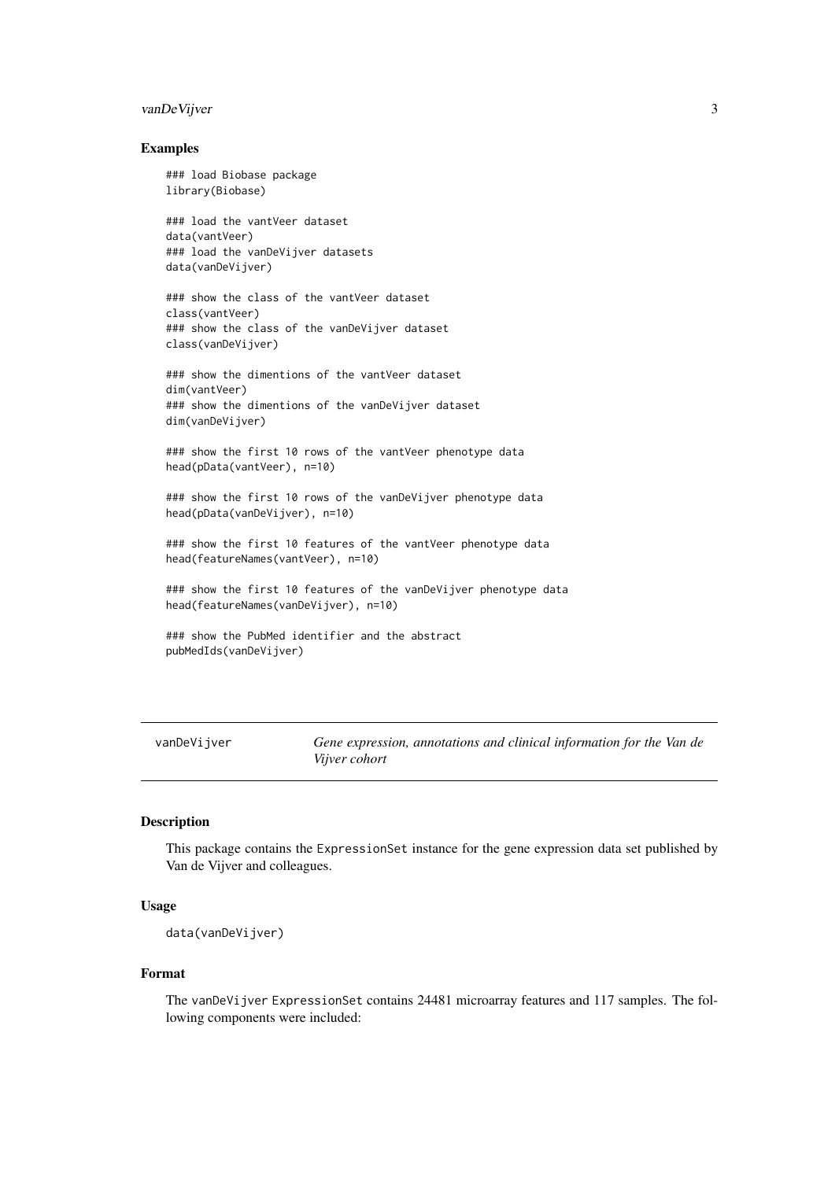## Examples

```
### load Biobase package
library(Biobase)

### load the vantVeer dataset
data(vantVeer)
### load the vanDeVijver datasets
data(vanDeVijver)

### show the class of the vantVeer dataset
class(vantVeer)
### show the class of the vanDeVijver dataset
class(vanDeVijver)

### show the dimentions of the vantVeer dataset
dim(vantVeer)
### show the dimentions of the vanDeVijver dataset
dim(vanDeVijver)

### show the first 10 rows of the vantVeer phenotype data
head(pData(vantVeer), n=10)

### show the first 10 rows of the vanDeVijver phenotype data
head(pData(vanDeVijver), n=10)

### show the first 10 features of the vantVeer phenotype data
head(featureNames(vantVeer), n=10)

### show the first 10 features of the vanDeVijver phenotype data
head(featureNames(vanDeVijver), n=10)

### show the PubMed identifier and the abstract
pubMedIds(vanDeVijver)
```

---

# vanDeVijver — *Gene expression, annotations and clinical information for the Van de Vijver cohort*

## Description

This package contains the `ExpressionSet` instance for the gene expression data set published by Van de Vijver and colleagues.

## Usage

```
data(vanDeVijver)
```

## Format

The `vanDeVijver` `ExpressionSet` contains 24481 microarray features and 117 samples. The following components were included: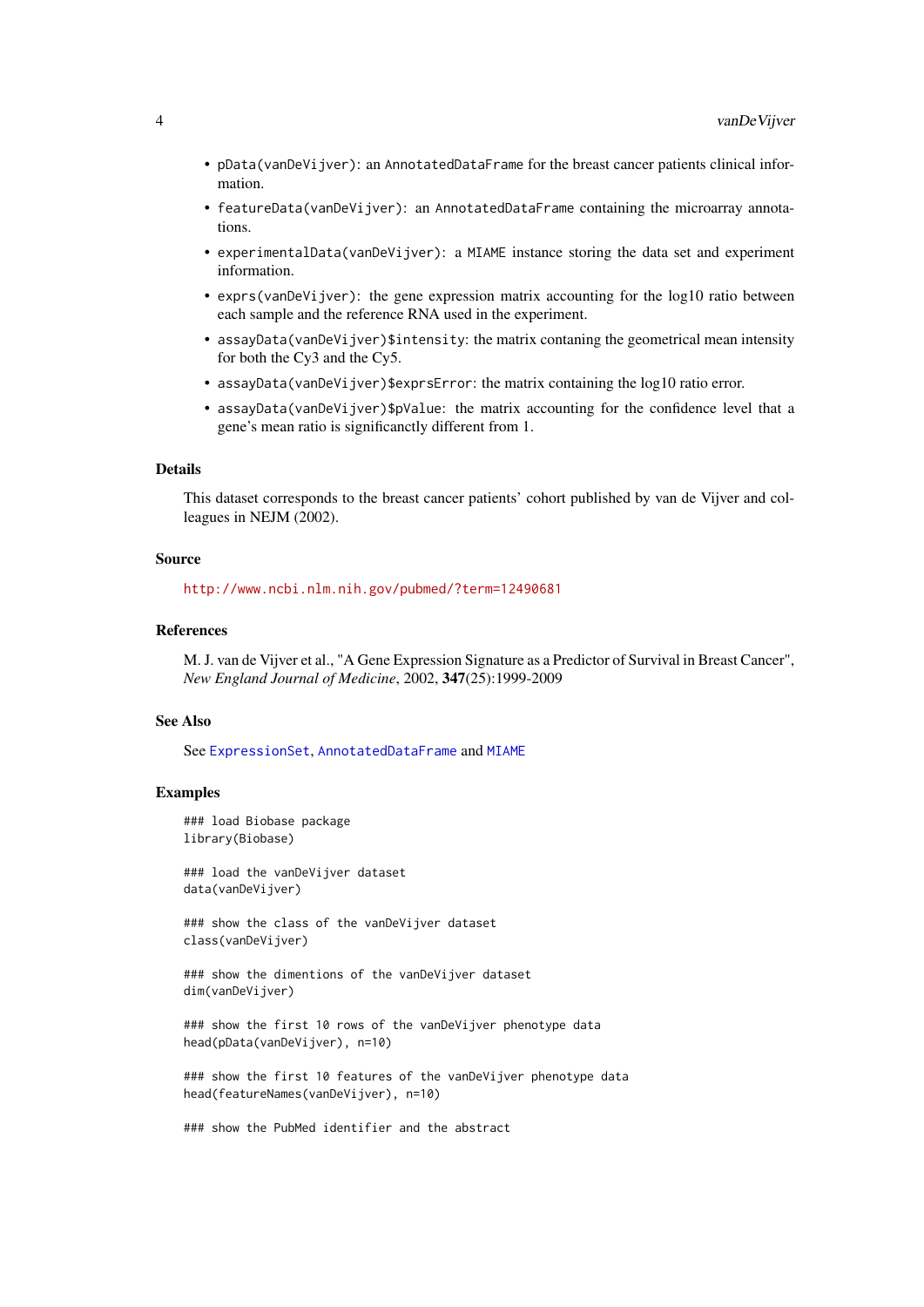- `pData(vanDeVijver)`: an `AnnotatedDataFrame` for the breast cancer patients clinical information.
- `featureData(vanDeVijver)`: an `AnnotatedDataFrame` containing the microarray annotations.
- `experimentalData(vanDeVijver)`: a `MIAME` instance storing the data set and experiment information.
- `exprs(vanDeVijver)`: the gene expression matrix accounting for the log10 ratio between each sample and the reference RNA used in the experiment.
- `assayData(vanDeVijver)$intensity`: the matrix contaning the geometrical mean intensity for both the Cy3 and the Cy5.
- `assayData(vanDeVijver)$exprsError`: the matrix containing the log10 ratio error.
- `assayData(vanDeVijver)$pValue`: the matrix accounting for the confidence level that a gene's mean ratio is significanctly different from 1.

## Details

This dataset corresponds to the breast cancer patients' cohort published by van de Vijver and colleagues in NEJM (2002).

## Source

http://www.ncbi.nlm.nih.gov/pubmed/?term=12490681

## References

M. J. van de Vijver et al., "A Gene Expression Signature as a Predictor of Survival in Breast Cancer", *New England Journal of Medicine*, 2002, **347**(25):1999-2009

## See Also

See `ExpressionSet`, `AnnotatedDataFrame` and `MIAME`

## Examples

```
### load Biobase package
library(Biobase)

### load the vanDeVijver dataset
data(vanDeVijver)

### show the class of the vanDeVijver dataset
class(vanDeVijver)

### show the dimentions of the vanDeVijver dataset
dim(vanDeVijver)

### show the first 10 rows of the vanDeVijver phenotype data
head(pData(vanDeVijver), n=10)

### show the first 10 features of the vanDeVijver phenotype data
head(featureNames(vanDeVijver), n=10)

### show the PubMed identifier and the abstract
```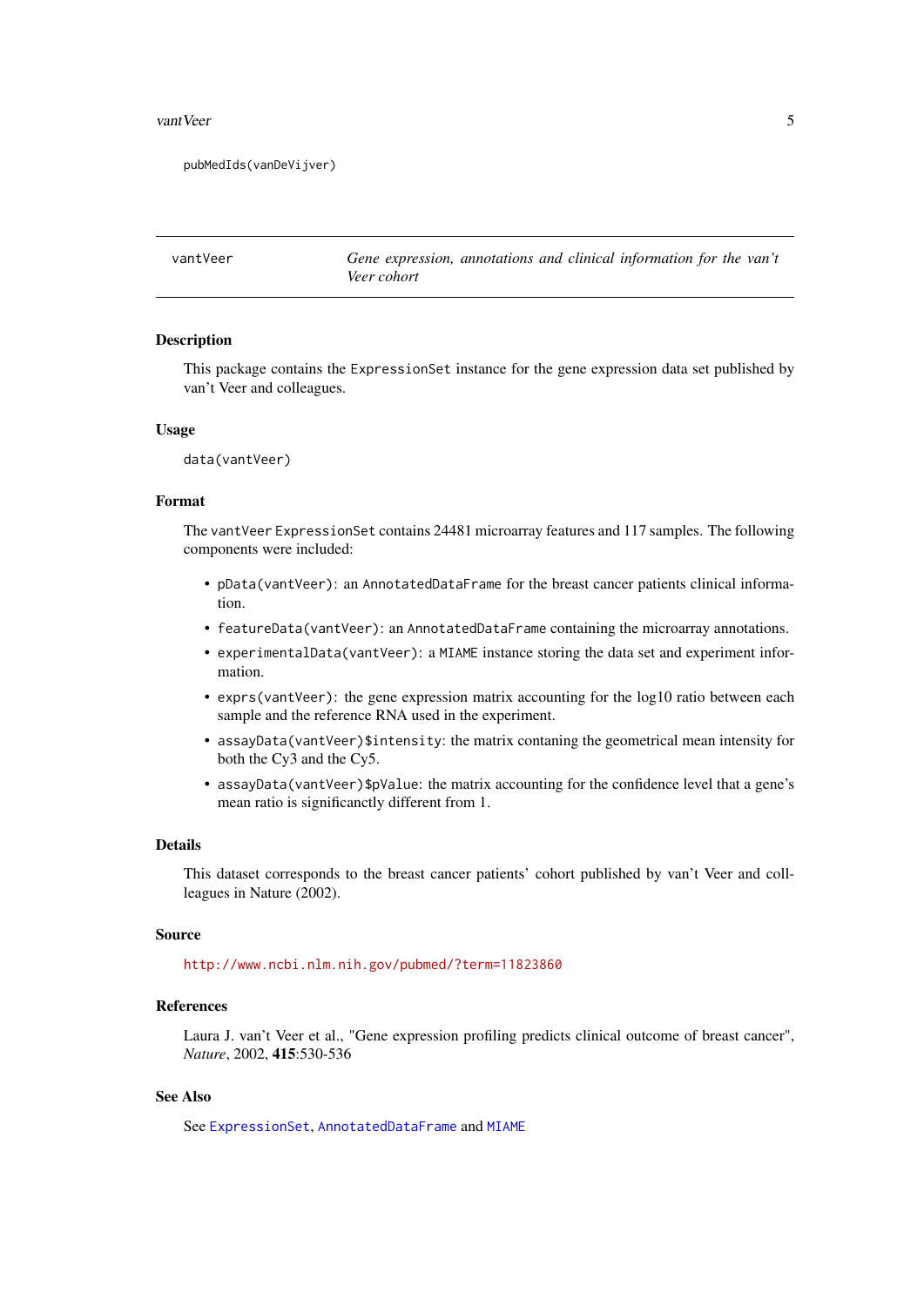```
pubMedIds(vanDeVijver)
```

---

## vantVeer — *Gene expression, annotations and clinical information for the van't Veer cohort*

---

### Description

This package contains the `ExpressionSet` instance for the gene expression data set published by van't Veer and colleagues.

### Usage

```
data(vantVeer)
```

### Format

The `vantVeer` `ExpressionSet` contains 24481 microarray features and 117 samples. The following components were included:

- `pData(vantVeer)`: an `AnnotatedDataFrame` for the breast cancer patients clinical information.
- `featureData(vantVeer)`: an `AnnotatedDataFrame` containing the microarray annotations.
- `experimentalData(vantVeer)`: a `MIAME` instance storing the data set and experiment information.
- `exprs(vantVeer)`: the gene expression matrix accounting for the log10 ratio between each sample and the reference RNA used in the experiment.
- `assayData(vantVeer)$intensity`: the matrix contaning the geometrical mean intensity for both the Cy3 and the Cy5.
- `assayData(vantVeer)$pValue`: the matrix accounting for the confidence level that a gene's mean ratio is significanctly different from 1.

### Details

This dataset corresponds to the breast cancer patients' cohort published by van't Veer and colleagues in Nature (2002).

### Source

http://www.ncbi.nlm.nih.gov/pubmed/?term=11823860

### References

Laura J. van't Veer et al., "Gene expression profiling predicts clinical outcome of breast cancer", *Nature*, 2002, **415**:530-536

### See Also

See `ExpressionSet`, `AnnotatedDataFrame` and `MIAME`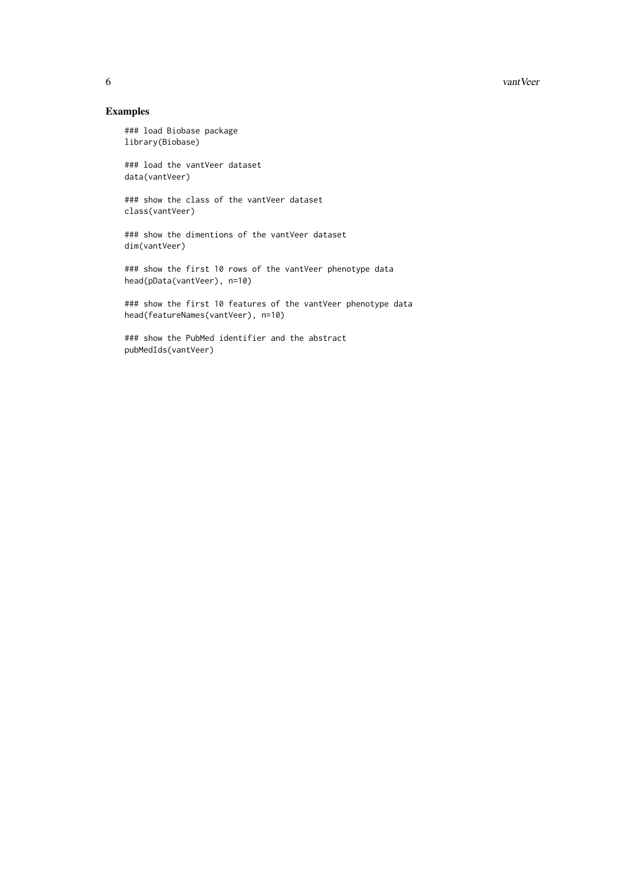## Examples

```
### load Biobase package
library(Biobase)

### load the vantVeer dataset
data(vantVeer)

### show the class of the vantVeer dataset
class(vantVeer)

### show the dimentions of the vantVeer dataset
dim(vantVeer)

### show the first 10 rows of the vantVeer phenotype data
head(pData(vantVeer), n=10)

### show the first 10 features of the vantVeer phenotype data
head(featureNames(vantVeer), n=10)

### show the PubMed identifier and the abstract
pubMedIds(vantVeer)
```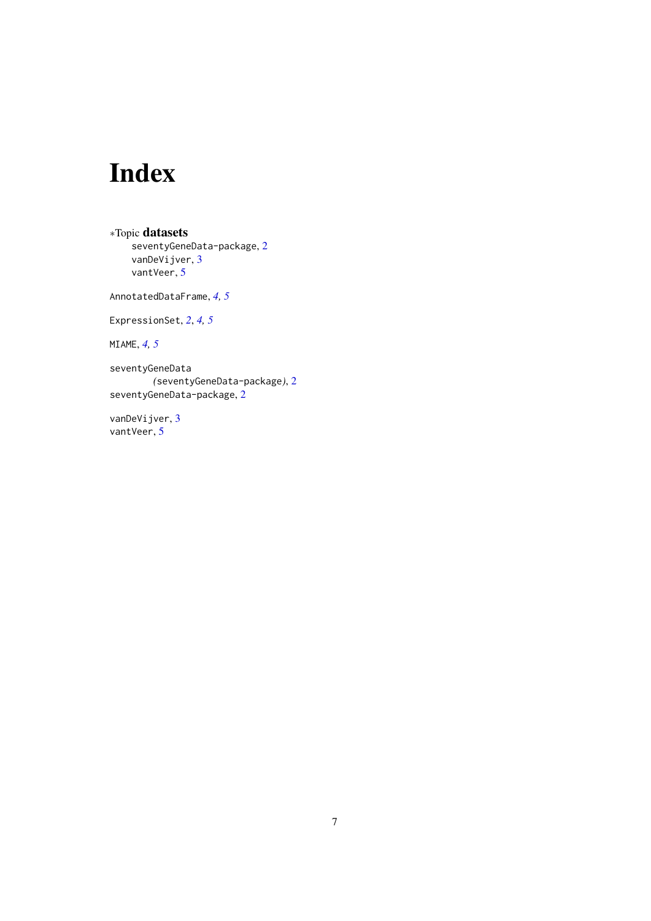# Index

∗Topic **datasets**

- seventyGeneData-package, 2
- vanDeVijver, 3
- vantVeer, 5

AnnotatedDataFrame, *4, 5*

ExpressionSet, *2*, *4, 5*

MIAME, *4, 5*

seventyGeneData
    *(*seventyGeneData-package*)*, 2
seventyGeneData-package, 2

vanDeVijver, 3
vantVeer, 5